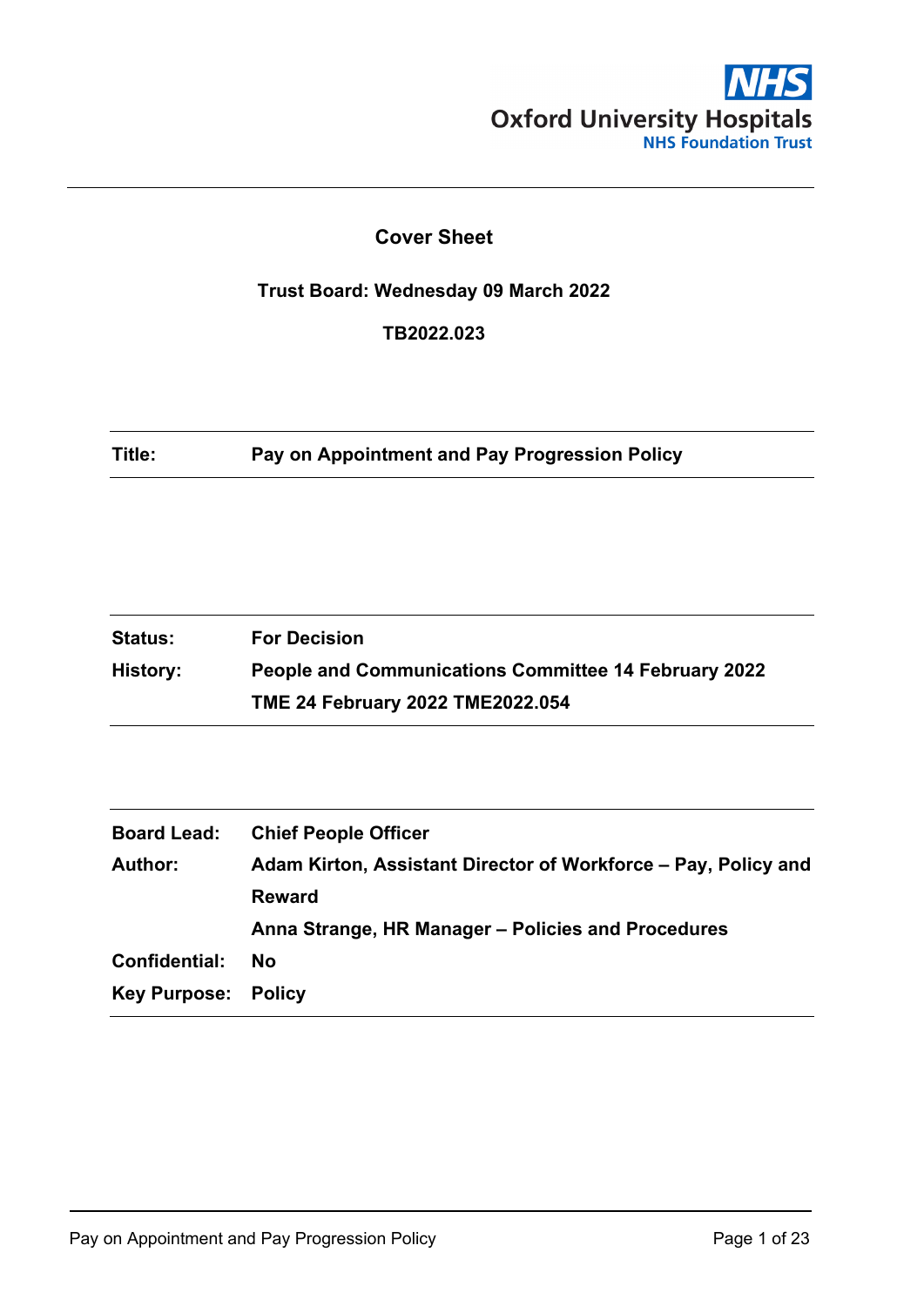Oxford University Hospitals
NHS Foundation Trust

# Cover Sheet

**Trust Board: Wednesday 09 March 2022**

**TB2022.023**

| | |
|---|---|
| **Title:** | **Pay on Appointment and Pay Progression Policy** |

| | |
|---|---|
| **Status:** | **For Decision** |
| **History:** | **People and Communications Committee 14 February 2022** |
| | **TME 24 February 2022 TME2022.054** |

| | |
|---|---|
| **Board Lead:** | **Chief People Officer** |
| **Author:** | **Adam Kirton, Assistant Director of Workforce – Pay, Policy and Reward** |
| | **Anna Strange, HR Manager – Policies and Procedures** |
| **Confidential:** | **No** |
| **Key Purpose:** | **Policy** |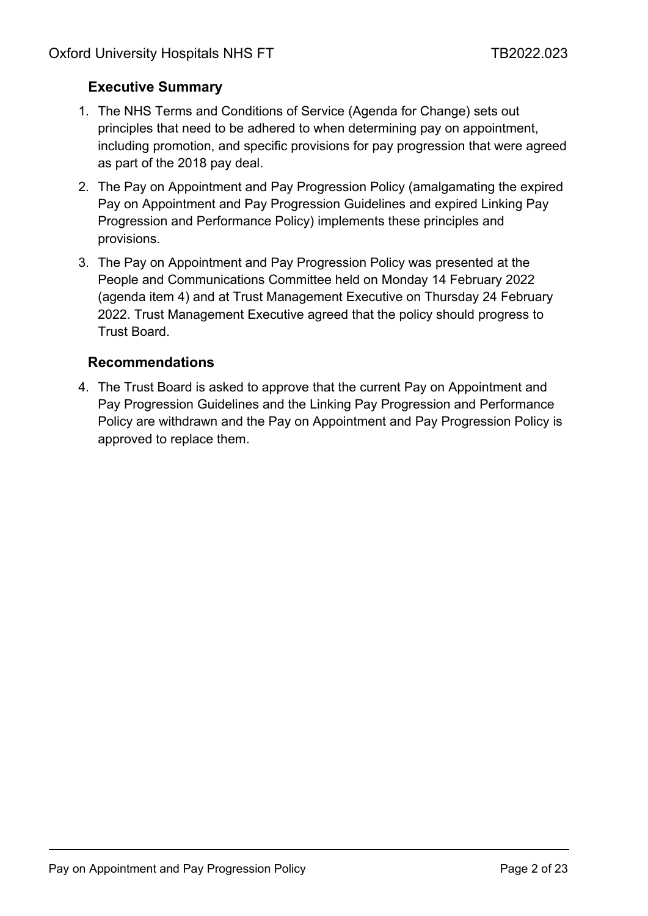## Executive Summary

1. The NHS Terms and Conditions of Service (Agenda for Change) sets out principles that need to be adhered to when determining pay on appointment, including promotion, and specific provisions for pay progression that were agreed as part of the 2018 pay deal.
2. The Pay on Appointment and Pay Progression Policy (amalgamating the expired Pay on Appointment and Pay Progression Guidelines and expired Linking Pay Progression and Performance Policy) implements these principles and provisions.
3. The Pay on Appointment and Pay Progression Policy was presented at the People and Communications Committee held on Monday 14 February 2022 (agenda item 4) and at Trust Management Executive on Thursday 24 February 2022. Trust Management Executive agreed that the policy should progress to Trust Board.

## Recommendations

4. The Trust Board is asked to approve that the current Pay on Appointment and Pay Progression Guidelines and the Linking Pay Progression and Performance Policy are withdrawn and the Pay on Appointment and Pay Progression Policy is approved to replace them.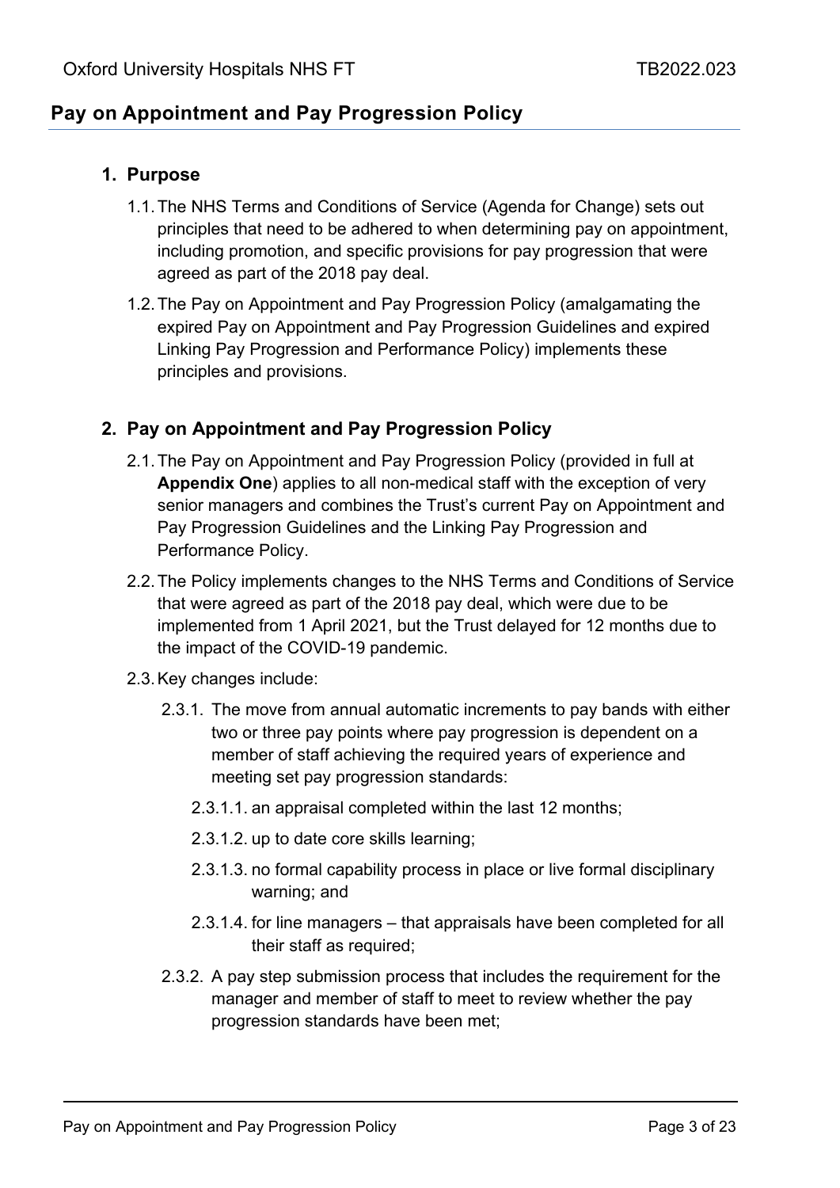## Pay on Appointment and Pay Progression Policy

### 1. Purpose

1.1. The NHS Terms and Conditions of Service (Agenda for Change) sets out principles that need to be adhered to when determining pay on appointment, including promotion, and specific provisions for pay progression that were agreed as part of the 2018 pay deal.

1.2. The Pay on Appointment and Pay Progression Policy (amalgamating the expired Pay on Appointment and Pay Progression Guidelines and expired Linking Pay Progression and Performance Policy) implements these principles and provisions.

### 2. Pay on Appointment and Pay Progression Policy

2.1. The Pay on Appointment and Pay Progression Policy (provided in full at **Appendix One**) applies to all non-medical staff with the exception of very senior managers and combines the Trust's current Pay on Appointment and Pay Progression Guidelines and the Linking Pay Progression and Performance Policy.

2.2. The Policy implements changes to the NHS Terms and Conditions of Service that were agreed as part of the 2018 pay deal, which were due to be implemented from 1 April 2021, but the Trust delayed for 12 months due to the impact of the COVID-19 pandemic.

2.3. Key changes include:

2.3.1. The move from annual automatic increments to pay bands with either two or three pay points where pay progression is dependent on a member of staff achieving the required years of experience and meeting set pay progression standards:

2.3.1.1. an appraisal completed within the last 12 months;

2.3.1.2. up to date core skills learning;

2.3.1.3. no formal capability process in place or live formal disciplinary warning; and

2.3.1.4. for line managers – that appraisals have been completed for all their staff as required;

2.3.2. A pay step submission process that includes the requirement for the manager and member of staff to meet to review whether the pay progression standards have been met;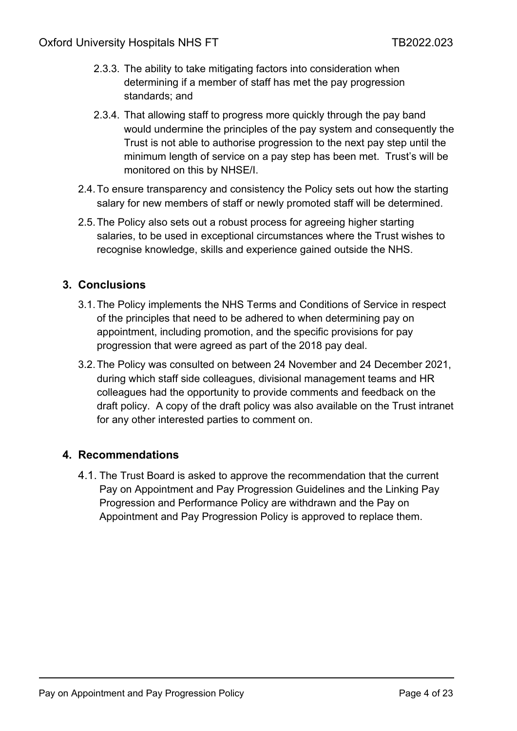2.3.3. The ability to take mitigating factors into consideration when determining if a member of staff has met the pay progression standards; and

2.3.4. That allowing staff to progress more quickly through the pay band would undermine the principles of the pay system and consequently the Trust is not able to authorise progression to the next pay step until the minimum length of service on a pay step has been met. Trust's will be monitored on this by NHSE/I.

2.4. To ensure transparency and consistency the Policy sets out how the starting salary for new members of staff or newly promoted staff will be determined.

2.5. The Policy also sets out a robust process for agreeing higher starting salaries, to be used in exceptional circumstances where the Trust wishes to recognise knowledge, skills and experience gained outside the NHS.

## 3. Conclusions

3.1. The Policy implements the NHS Terms and Conditions of Service in respect of the principles that need to be adhered to when determining pay on appointment, including promotion, and the specific provisions for pay progression that were agreed as part of the 2018 pay deal.

3.2. The Policy was consulted on between 24 November and 24 December 2021, during which staff side colleagues, divisional management teams and HR colleagues had the opportunity to provide comments and feedback on the draft policy. A copy of the draft policy was also available on the Trust intranet for any other interested parties to comment on.

## 4. Recommendations

4.1. The Trust Board is asked to approve the recommendation that the current Pay on Appointment and Pay Progression Guidelines and the Linking Pay Progression and Performance Policy are withdrawn and the Pay on Appointment and Pay Progression Policy is approved to replace them.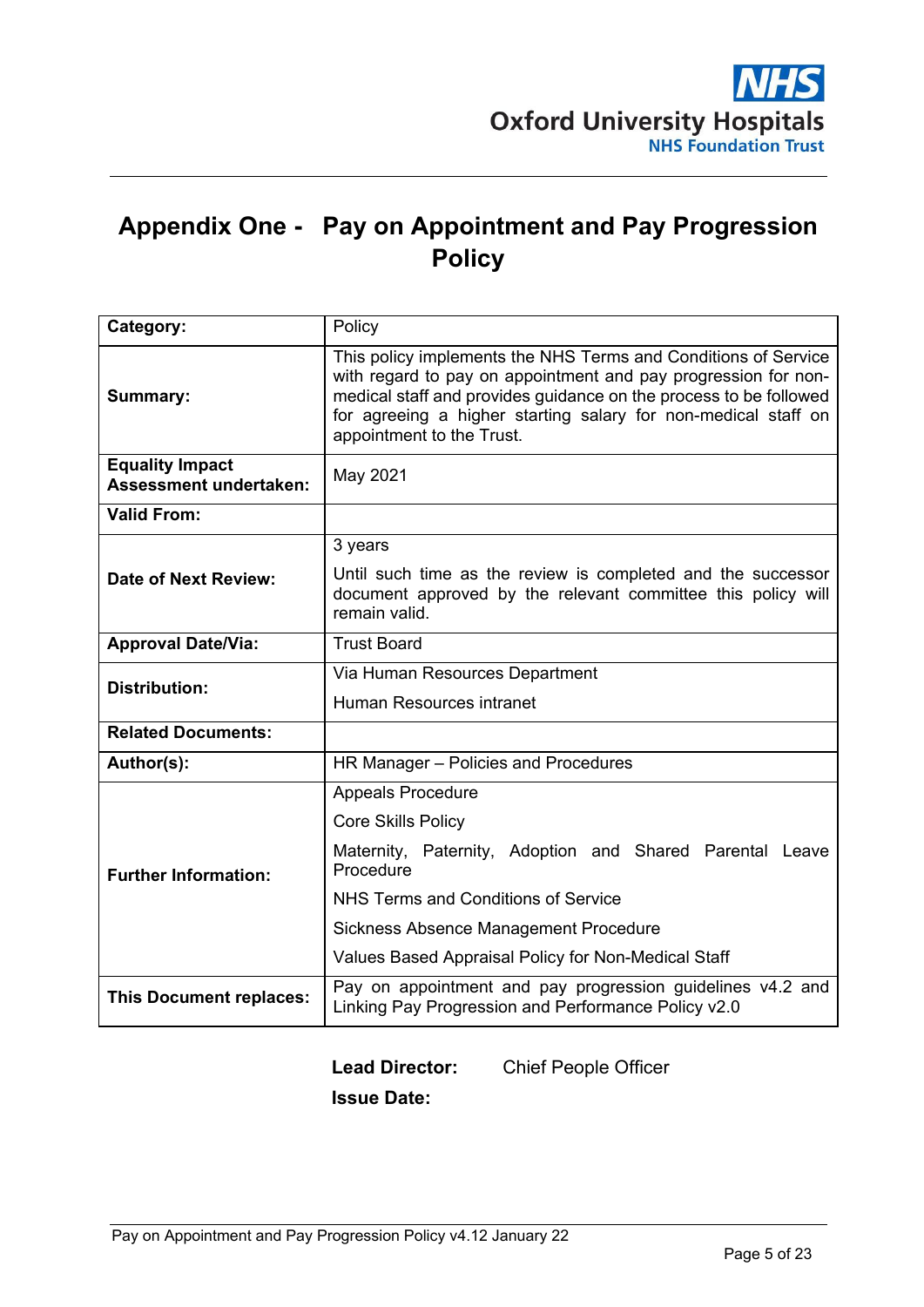# Appendix One - Pay on Appointment and Pay Progression Policy

| | |
|---|---|
| **Category:** | Policy |
| **Summary:** | This policy implements the NHS Terms and Conditions of Service with regard to pay on appointment and pay progression for non-medical staff and provides guidance on the process to be followed for agreeing a higher starting salary for non-medical staff on appointment to the Trust. |
| **Equality Impact Assessment undertaken:** | May 2021 |
| **Valid From:** | |
| **Date of Next Review:** | 3 years<br><br>Until such time as the review is completed and the successor document approved by the relevant committee this policy will remain valid. |
| **Approval Date/Via:** | Trust Board |
| **Distribution:** | Via Human Resources Department<br><br>Human Resources intranet |
| **Related Documents:** | |
| **Author(s):** | HR Manager – Policies and Procedures |
| **Further Information:** | Appeals Procedure<br><br>Core Skills Policy<br><br>Maternity, Paternity, Adoption and Shared Parental Leave Procedure<br><br>NHS Terms and Conditions of Service<br><br>Sickness Absence Management Procedure<br><br>Values Based Appraisal Policy for Non-Medical Staff |
| **This Document replaces:** | Pay on appointment and pay progression guidelines v4.2 and Linking Pay Progression and Performance Policy v2.0 |

**Lead Director:** Chief People Officer

**Issue Date:**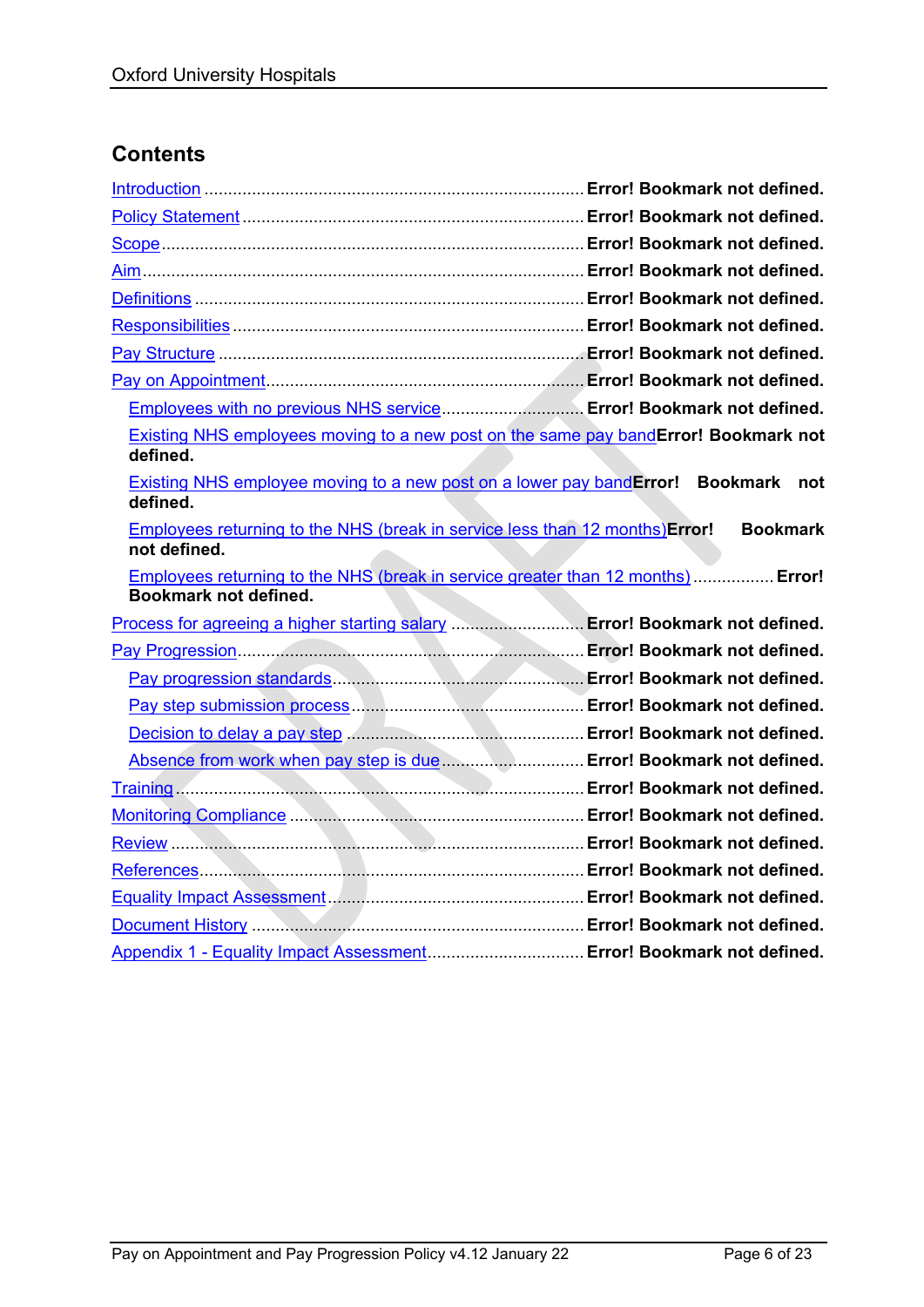## Contents

Introduction ..... Error! Bookmark not defined.
Policy Statement ..... Error! Bookmark not defined.
Scope ..... Error! Bookmark not defined.
Aim ..... Error! Bookmark not defined.
Definitions ..... Error! Bookmark not defined.
Responsibilities ..... Error! Bookmark not defined.
Pay Structure ..... Error! Bookmark not defined.
Pay on Appointment ..... Error! Bookmark not defined.
- Employees with no previous NHS service ..... Error! Bookmark not defined.
- Existing NHS employees moving to a new post on the same pay band Error! Bookmark not defined.
- Existing NHS employee moving to a new post on a lower pay band Error! Bookmark not defined.
- Employees returning to the NHS (break in service less than 12 months) Error! Bookmark not defined.
- Employees returning to the NHS (break in service greater than 12 months) ..... Error! Bookmark not defined.

Process for agreeing a higher starting salary ..... Error! Bookmark not defined.
Pay Progression ..... Error! Bookmark not defined.
- Pay progression standards ..... Error! Bookmark not defined.
- Pay step submission process ..... Error! Bookmark not defined.
- Decision to delay a pay step ..... Error! Bookmark not defined.
- Absence from work when pay step is due ..... Error! Bookmark not defined.

Training ..... Error! Bookmark not defined.
Monitoring Compliance ..... Error! Bookmark not defined.
Review ..... Error! Bookmark not defined.
References ..... Error! Bookmark not defined.
Equality Impact Assessment ..... Error! Bookmark not defined.
Document History ..... Error! Bookmark not defined.
Appendix 1 - Equality Impact Assessment ..... Error! Bookmark not defined.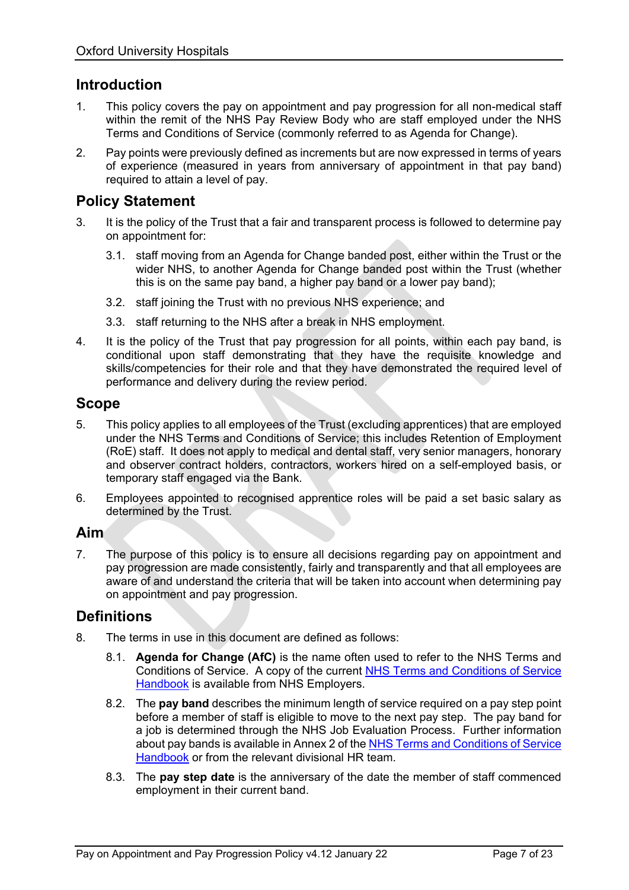## Introduction

1. This policy covers the pay on appointment and pay progression for all non-medical staff within the remit of the NHS Pay Review Body who are staff employed under the NHS Terms and Conditions of Service (commonly referred to as Agenda for Change).

2. Pay points were previously defined as increments but are now expressed in terms of years of experience (measured in years from anniversary of appointment in that pay band) required to attain a level of pay.

## Policy Statement

3. It is the policy of the Trust that a fair and transparent process is followed to determine pay on appointment for:

   3.1. staff moving from an Agenda for Change banded post, either within the Trust or the wider NHS, to another Agenda for Change banded post within the Trust (whether this is on the same pay band, a higher pay band or a lower pay band);

   3.2. staff joining the Trust with no previous NHS experience; and

   3.3. staff returning to the NHS after a break in NHS employment.

4. It is the policy of the Trust that pay progression for all points, within each pay band, is conditional upon staff demonstrating that they have the requisite knowledge and skills/competencies for their role and that they have demonstrated the required level of performance and delivery during the review period.

## Scope

5. This policy applies to all employees of the Trust (excluding apprentices) that are employed under the NHS Terms and Conditions of Service; this includes Retention of Employment (RoE) staff. It does not apply to medical and dental staff, very senior managers, honorary and observer contract holders, contractors, workers hired on a self-employed basis, or temporary staff engaged via the Bank.

6. Employees appointed to recognised apprentice roles will be paid a set basic salary as determined by the Trust.

## Aim

7. The purpose of this policy is to ensure all decisions regarding pay on appointment and pay progression are made consistently, fairly and transparently and that all employees are aware of and understand the criteria that will be taken into account when determining pay on appointment and pay progression.

## Definitions

8. The terms in use in this document are defined as follows:

   8.1. **Agenda for Change (AfC)** is the name often used to refer to the NHS Terms and Conditions of Service. A copy of the current NHS Terms and Conditions of Service Handbook is available from NHS Employers.

   8.2. The **pay band** describes the minimum length of service required on a pay step point before a member of staff is eligible to move to the next pay step. The pay band for a job is determined through the NHS Job Evaluation Process. Further information about pay bands is available in Annex 2 of the NHS Terms and Conditions of Service Handbook or from the relevant divisional HR team.

   8.3. The **pay step date** is the anniversary of the date the member of staff commenced employment in their current band.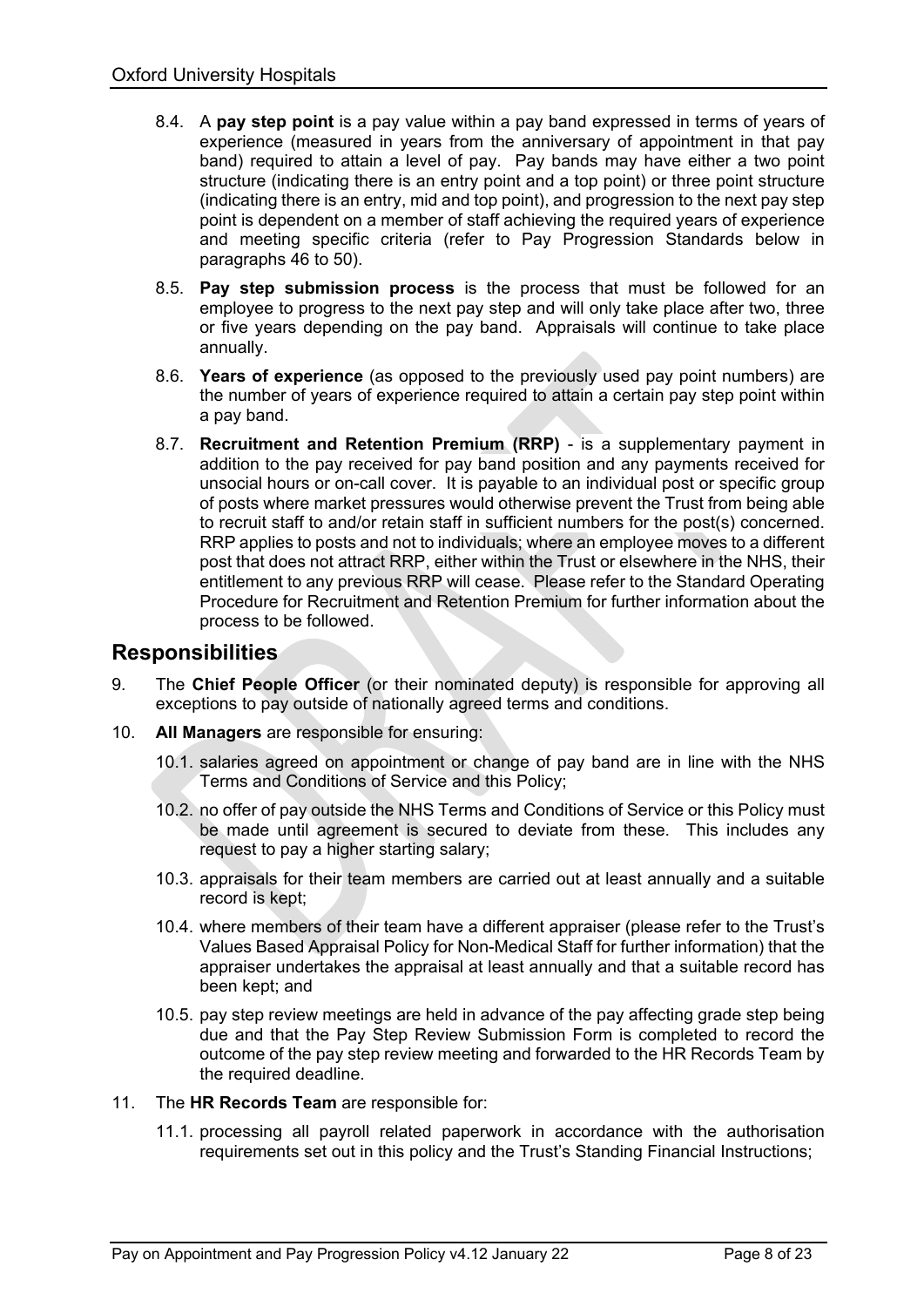8.4. A **pay step point** is a pay value within a pay band expressed in terms of years of experience (measured in years from the anniversary of appointment in that pay band) required to attain a level of pay. Pay bands may have either a two point structure (indicating there is an entry point and a top point) or three point structure (indicating there is an entry, mid and top point), and progression to the next pay step point is dependent on a member of staff achieving the required years of experience and meeting specific criteria (refer to Pay Progression Standards below in paragraphs 46 to 50).

8.5. **Pay step submission process** is the process that must be followed for an employee to progress to the next pay step and will only take place after two, three or five years depending on the pay band. Appraisals will continue to take place annually.

8.6. **Years of experience** (as opposed to the previously used pay point numbers) are the number of years of experience required to attain a certain pay step point within a pay band.

8.7. **Recruitment and Retention Premium (RRP)** - is a supplementary payment in addition to the pay received for pay band position and any payments received for unsocial hours or on-call cover. It is payable to an individual post or specific group of posts where market pressures would otherwise prevent the Trust from being able to recruit staff to and/or retain staff in sufficient numbers for the post(s) concerned. RRP applies to posts and not to individuals; where an employee moves to a different post that does not attract RRP, either within the Trust or elsewhere in the NHS, their entitlement to any previous RRP will cease. Please refer to the Standard Operating Procedure for Recruitment and Retention Premium for further information about the process to be followed.

## Responsibilities

9. The **Chief People Officer** (or their nominated deputy) is responsible for approving all exceptions to pay outside of nationally agreed terms and conditions.

10. **All Managers** are responsible for ensuring:

10.1. salaries agreed on appointment or change of pay band are in line with the NHS Terms and Conditions of Service and this Policy;

10.2. no offer of pay outside the NHS Terms and Conditions of Service or this Policy must be made until agreement is secured to deviate from these. This includes any request to pay a higher starting salary;

10.3. appraisals for their team members are carried out at least annually and a suitable record is kept;

10.4. where members of their team have a different appraiser (please refer to the Trust's Values Based Appraisal Policy for Non-Medical Staff for further information) that the appraiser undertakes the appraisal at least annually and that a suitable record has been kept; and

10.5. pay step review meetings are held in advance of the pay affecting grade step being due and that the Pay Step Review Submission Form is completed to record the outcome of the pay step review meeting and forwarded to the HR Records Team by the required deadline.

11. The **HR Records Team** are responsible for:

11.1. processing all payroll related paperwork in accordance with the authorisation requirements set out in this policy and the Trust's Standing Financial Instructions;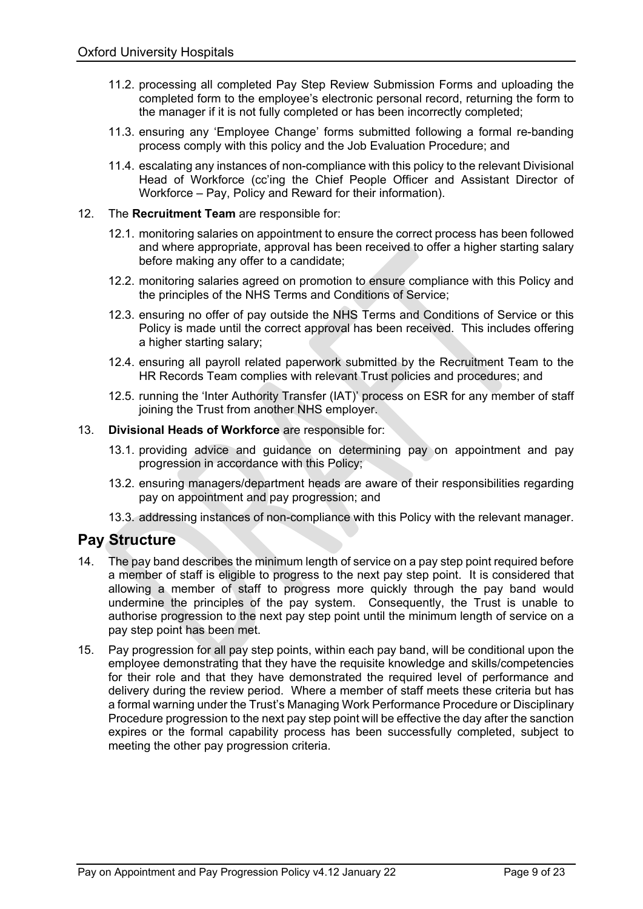11.2. processing all completed Pay Step Review Submission Forms and uploading the completed form to the employee's electronic personal record, returning the form to the manager if it is not fully completed or has been incorrectly completed;

11.3. ensuring any 'Employee Change' forms submitted following a formal re-banding process comply with this policy and the Job Evaluation Procedure; and

11.4. escalating any instances of non-compliance with this policy to the relevant Divisional Head of Workforce (cc'ing the Chief People Officer and Assistant Director of Workforce – Pay, Policy and Reward for their information).

12. The **Recruitment Team** are responsible for:

12.1. monitoring salaries on appointment to ensure the correct process has been followed and where appropriate, approval has been received to offer a higher starting salary before making any offer to a candidate;

12.2. monitoring salaries agreed on promotion to ensure compliance with this Policy and the principles of the NHS Terms and Conditions of Service;

12.3. ensuring no offer of pay outside the NHS Terms and Conditions of Service or this Policy is made until the correct approval has been received. This includes offering a higher starting salary;

12.4. ensuring all payroll related paperwork submitted by the Recruitment Team to the HR Records Team complies with relevant Trust policies and procedures; and

12.5. running the 'Inter Authority Transfer (IAT)' process on ESR for any member of staff joining the Trust from another NHS employer.

13. **Divisional Heads of Workforce** are responsible for:

13.1. providing advice and guidance on determining pay on appointment and pay progression in accordance with this Policy;

13.2. ensuring managers/department heads are aware of their responsibilities regarding pay on appointment and pay progression; and

13.3. addressing instances of non-compliance with this Policy with the relevant manager.

## Pay Structure

14. The pay band describes the minimum length of service on a pay step point required before a member of staff is eligible to progress to the next pay step point. It is considered that allowing a member of staff to progress more quickly through the pay band would undermine the principles of the pay system. Consequently, the Trust is unable to authorise progression to the next pay step point until the minimum length of service on a pay step point has been met.

15. Pay progression for all pay step points, within each pay band, will be conditional upon the employee demonstrating that they have the requisite knowledge and skills/competencies for their role and that they have demonstrated the required level of performance and delivery during the review period. Where a member of staff meets these criteria but has a formal warning under the Trust's Managing Work Performance Procedure or Disciplinary Procedure progression to the next pay step point will be effective the day after the sanction expires or the formal capability process has been successfully completed, subject to meeting the other pay progression criteria.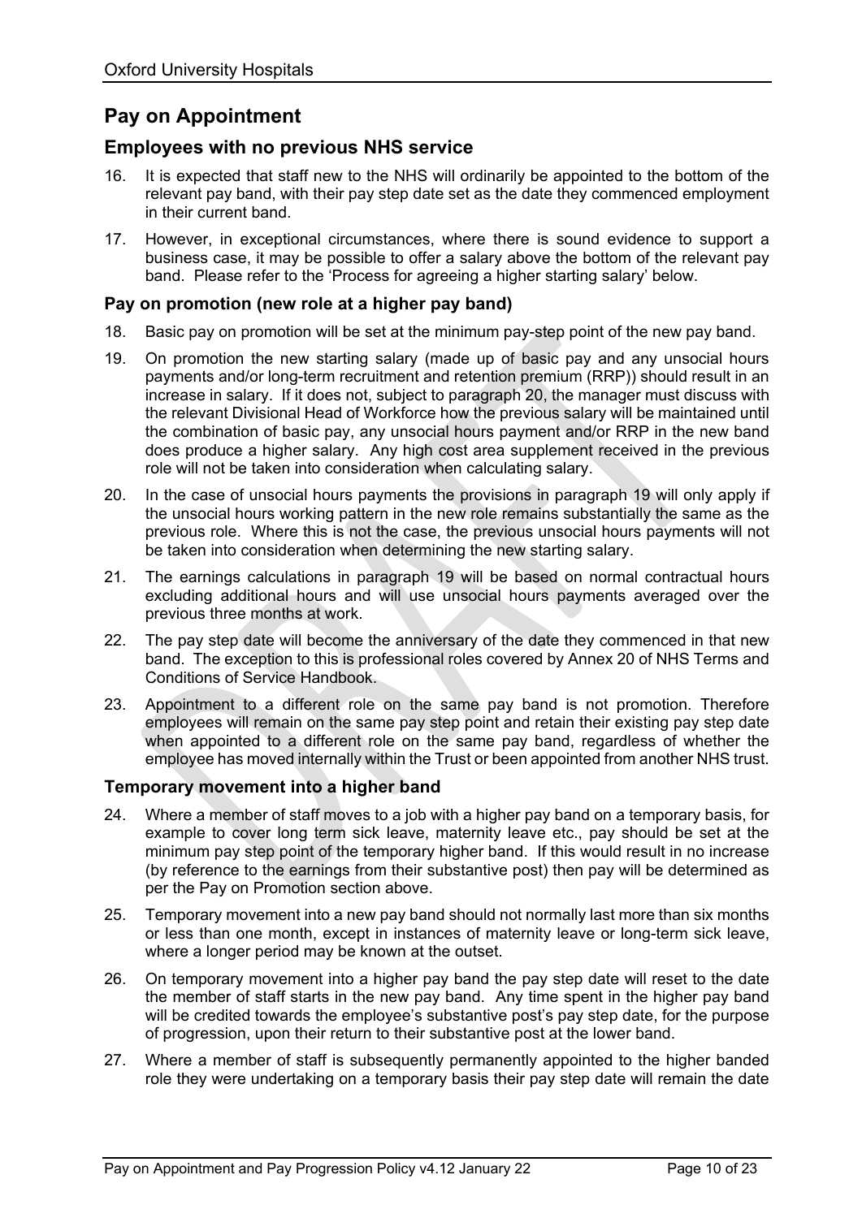## Pay on Appointment

### Employees with no previous NHS service

16. It is expected that staff new to the NHS will ordinarily be appointed to the bottom of the relevant pay band, with their pay step date set as the date they commenced employment in their current band.

17. However, in exceptional circumstances, where there is sound evidence to support a business case, it may be possible to offer a salary above the bottom of the relevant pay band. Please refer to the 'Process for agreeing a higher starting salary' below.

#### Pay on promotion (new role at a higher pay band)

18. Basic pay on promotion will be set at the minimum pay-step point of the new pay band.

19. On promotion the new starting salary (made up of basic pay and any unsocial hours payments and/or long-term recruitment and retention premium (RRP)) should result in an increase in salary. If it does not, subject to paragraph 20, the manager must discuss with the relevant Divisional Head of Workforce how the previous salary will be maintained until the combination of basic pay, any unsocial hours payment and/or RRP in the new band does produce a higher salary. Any high cost area supplement received in the previous role will not be taken into consideration when calculating salary.

20. In the case of unsocial hours payments the provisions in paragraph 19 will only apply if the unsocial hours working pattern in the new role remains substantially the same as the previous role. Where this is not the case, the previous unsocial hours payments will not be taken into consideration when determining the new starting salary.

21. The earnings calculations in paragraph 19 will be based on normal contractual hours excluding additional hours and will use unsocial hours payments averaged over the previous three months at work.

22. The pay step date will become the anniversary of the date they commenced in that new band. The exception to this is professional roles covered by Annex 20 of NHS Terms and Conditions of Service Handbook.

23. Appointment to a different role on the same pay band is not promotion. Therefore employees will remain on the same pay step point and retain their existing pay step date when appointed to a different role on the same pay band, regardless of whether the employee has moved internally within the Trust or been appointed from another NHS trust.

#### Temporary movement into a higher band

24. Where a member of staff moves to a job with a higher pay band on a temporary basis, for example to cover long term sick leave, maternity leave etc., pay should be set at the minimum pay step point of the temporary higher band. If this would result in no increase (by reference to the earnings from their substantive post) then pay will be determined as per the Pay on Promotion section above.

25. Temporary movement into a new pay band should not normally last more than six months or less than one month, except in instances of maternity leave or long-term sick leave, where a longer period may be known at the outset.

26. On temporary movement into a higher pay band the pay step date will reset to the date the member of staff starts in the new pay band. Any time spent in the higher pay band will be credited towards the employee's substantive post's pay step date, for the purpose of progression, upon their return to their substantive post at the lower band.

27. Where a member of staff is subsequently permanently appointed to the higher banded role they were undertaking on a temporary basis their pay step date will remain the date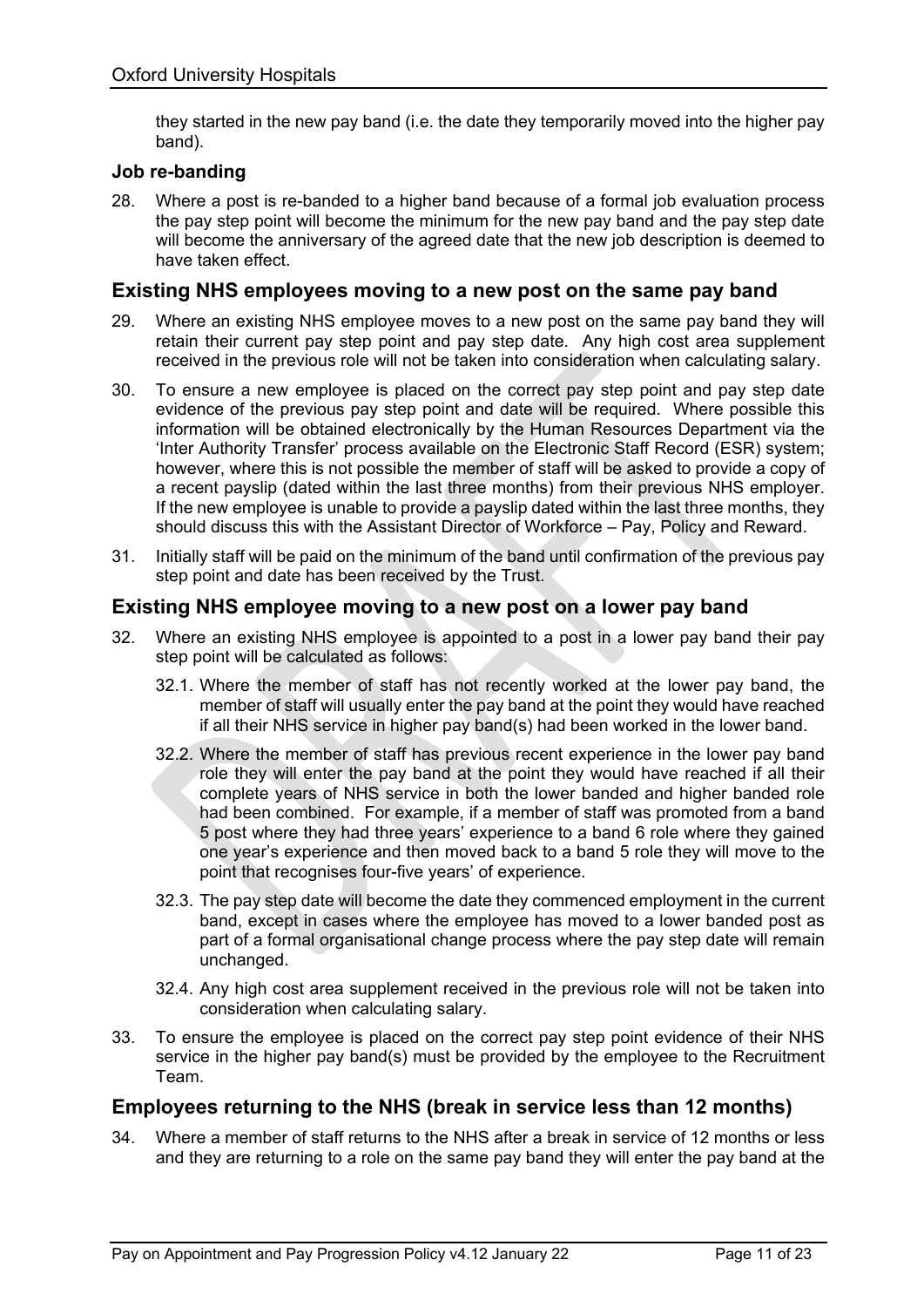they started in the new pay band (i.e. the date they temporarily moved into the higher pay band).

### Job re-banding

28. Where a post is re-banded to a higher band because of a formal job evaluation process the pay step point will become the minimum for the new pay band and the pay step date will become the anniversary of the agreed date that the new job description is deemed to have taken effect.

## Existing NHS employees moving to a new post on the same pay band

29. Where an existing NHS employee moves to a new post on the same pay band they will retain their current pay step point and pay step date. Any high cost area supplement received in the previous role will not be taken into consideration when calculating salary.
30. To ensure a new employee is placed on the correct pay step point and pay step date evidence of the previous pay step point and date will be required. Where possible this information will be obtained electronically by the Human Resources Department via the 'Inter Authority Transfer' process available on the Electronic Staff Record (ESR) system; however, where this is not possible the member of staff will be asked to provide a copy of a recent payslip (dated within the last three months) from their previous NHS employer. If the new employee is unable to provide a payslip dated within the last three months, they should discuss this with the Assistant Director of Workforce – Pay, Policy and Reward.
31. Initially staff will be paid on the minimum of the band until confirmation of the previous pay step point and date has been received by the Trust.

## Existing NHS employee moving to a new post on a lower pay band

32. Where an existing NHS employee is appointed to a post in a lower pay band their pay step point will be calculated as follows:
    32.1. Where the member of staff has not recently worked at the lower pay band, the member of staff will usually enter the pay band at the point they would have reached if all their NHS service in higher pay band(s) had been worked in the lower band.
    32.2. Where the member of staff has previous recent experience in the lower pay band role they will enter the pay band at the point they would have reached if all their complete years of NHS service in both the lower banded and higher banded role had been combined. For example, if a member of staff was promoted from a band 5 post where they had three years' experience to a band 6 role where they gained one year's experience and then moved back to a band 5 role they will move to the point that recognises four-five years' of experience.
    32.3. The pay step date will become the date they commenced employment in the current band, except in cases where the employee has moved to a lower banded post as part of a formal organisational change process where the pay step date will remain unchanged.
    32.4. Any high cost area supplement received in the previous role will not be taken into consideration when calculating salary.
33. To ensure the employee is placed on the correct pay step point evidence of their NHS service in the higher pay band(s) must be provided by the employee to the Recruitment Team.

## Employees returning to the NHS (break in service less than 12 months)

34. Where a member of staff returns to the NHS after a break in service of 12 months or less and they are returning to a role on the same pay band they will enter the pay band at the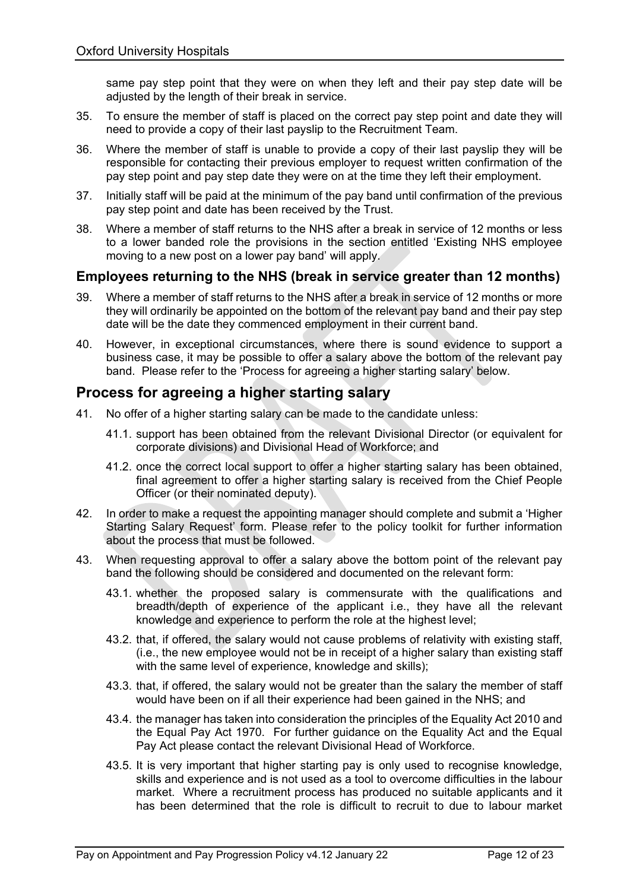same pay step point that they were on when they left and their pay step date will be adjusted by the length of their break in service.

35. To ensure the member of staff is placed on the correct pay step point and date they will need to provide a copy of their last payslip to the Recruitment Team.

36. Where the member of staff is unable to provide a copy of their last payslip they will be responsible for contacting their previous employer to request written confirmation of the pay step point and pay step date they were on at the time they left their employment.

37. Initially staff will be paid at the minimum of the pay band until confirmation of the previous pay step point and date has been received by the Trust.

38. Where a member of staff returns to the NHS after a break in service of 12 months or less to a lower banded role the provisions in the section entitled 'Existing NHS employee moving to a new post on a lower pay band' will apply.

### Employees returning to the NHS (break in service greater than 12 months)

39. Where a member of staff returns to the NHS after a break in service of 12 months or more they will ordinarily be appointed on the bottom of the relevant pay band and their pay step date will be the date they commenced employment in their current band.

40. However, in exceptional circumstances, where there is sound evidence to support a business case, it may be possible to offer a salary above the bottom of the relevant pay band. Please refer to the 'Process for agreeing a higher starting salary' below.

## Process for agreeing a higher starting salary

41. No offer of a higher starting salary can be made to the candidate unless:

    41.1. support has been obtained from the relevant Divisional Director (or equivalent for corporate divisions) and Divisional Head of Workforce; and

    41.2. once the correct local support to offer a higher starting salary has been obtained, final agreement to offer a higher starting salary is received from the Chief People Officer (or their nominated deputy).

42. In order to make a request the appointing manager should complete and submit a 'Higher Starting Salary Request' form. Please refer to the policy toolkit for further information about the process that must be followed.

43. When requesting approval to offer a salary above the bottom point of the relevant pay band the following should be considered and documented on the relevant form:

    43.1. whether the proposed salary is commensurate with the qualifications and breadth/depth of experience of the applicant i.e., they have all the relevant knowledge and experience to perform the role at the highest level;

    43.2. that, if offered, the salary would not cause problems of relativity with existing staff, (i.e., the new employee would not be in receipt of a higher salary than existing staff with the same level of experience, knowledge and skills);

    43.3. that, if offered, the salary would not be greater than the salary the member of staff would have been on if all their experience had been gained in the NHS; and

    43.4. the manager has taken into consideration the principles of the Equality Act 2010 and the Equal Pay Act 1970. For further guidance on the Equality Act and the Equal Pay Act please contact the relevant Divisional Head of Workforce.

    43.5. It is very important that higher starting pay is only used to recognise knowledge, skills and experience and is not used as a tool to overcome difficulties in the labour market. Where a recruitment process has produced no suitable applicants and it has been determined that the role is difficult to recruit to due to labour market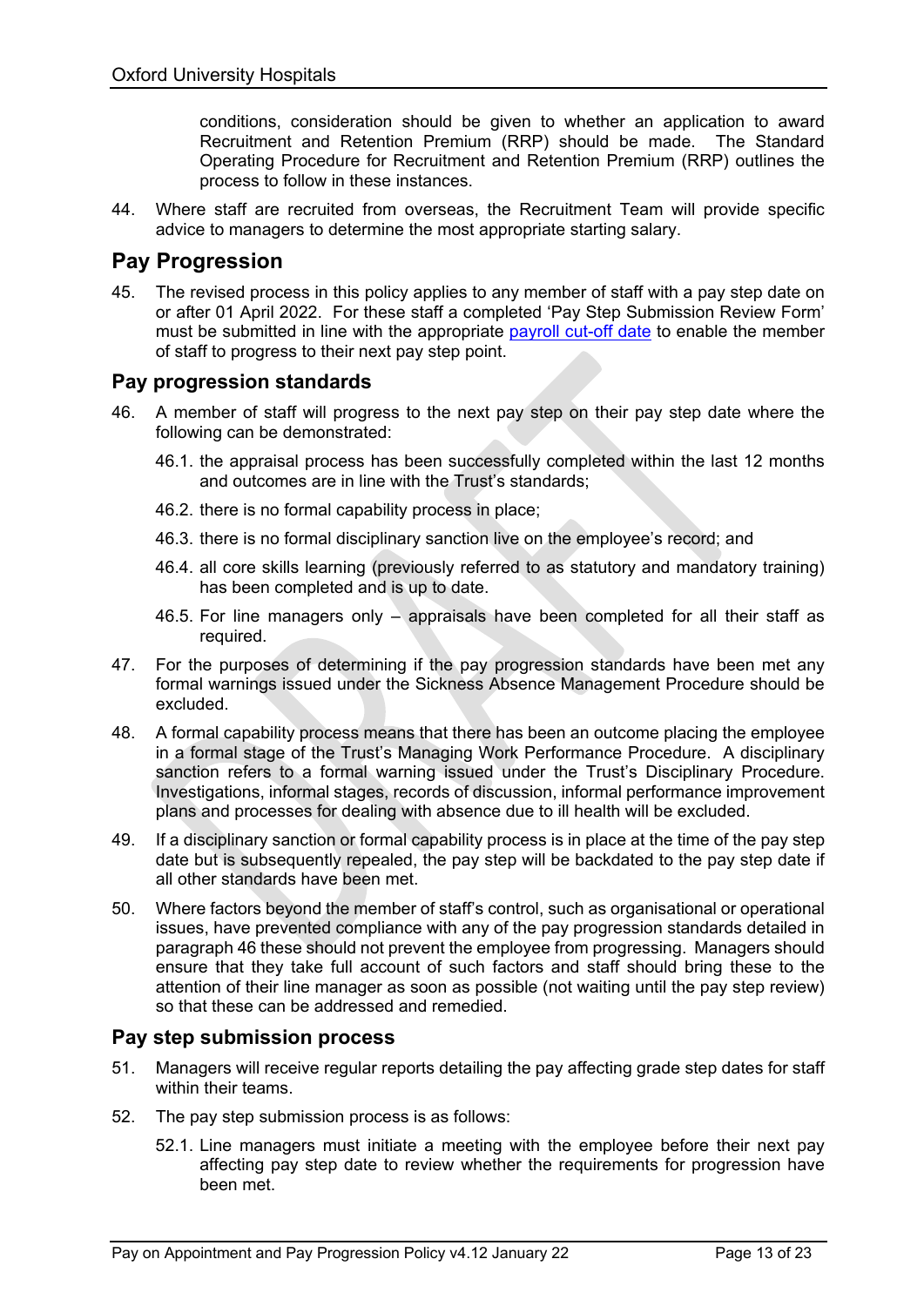conditions, consideration should be given to whether an application to award Recruitment and Retention Premium (RRP) should be made. The Standard Operating Procedure for Recruitment and Retention Premium (RRP) outlines the process to follow in these instances.

44. Where staff are recruited from overseas, the Recruitment Team will provide specific advice to managers to determine the most appropriate starting salary.

## Pay Progression

45. The revised process in this policy applies to any member of staff with a pay step date on or after 01 April 2022. For these staff a completed 'Pay Step Submission Review Form' must be submitted in line with the appropriate payroll cut-off date to enable the member of staff to progress to their next pay step point.

### Pay progression standards

46. A member of staff will progress to the next pay step on their pay step date where the following can be demonstrated:

    46.1. the appraisal process has been successfully completed within the last 12 months and outcomes are in line with the Trust's standards;

    46.2. there is no formal capability process in place;

    46.3. there is no formal disciplinary sanction live on the employee's record; and

    46.4. all core skills learning (previously referred to as statutory and mandatory training) has been completed and is up to date.

    46.5. For line managers only – appraisals have been completed for all their staff as required.

47. For the purposes of determining if the pay progression standards have been met any formal warnings issued under the Sickness Absence Management Procedure should be excluded.

48. A formal capability process means that there has been an outcome placing the employee in a formal stage of the Trust's Managing Work Performance Procedure. A disciplinary sanction refers to a formal warning issued under the Trust's Disciplinary Procedure. Investigations, informal stages, records of discussion, informal performance improvement plans and processes for dealing with absence due to ill health will be excluded.

49. If a disciplinary sanction or formal capability process is in place at the time of the pay step date but is subsequently repealed, the pay step will be backdated to the pay step date if all other standards have been met.

50. Where factors beyond the member of staff's control, such as organisational or operational issues, have prevented compliance with any of the pay progression standards detailed in paragraph 46 these should not prevent the employee from progressing. Managers should ensure that they take full account of such factors and staff should bring these to the attention of their line manager as soon as possible (not waiting until the pay step review) so that these can be addressed and remedied.

### Pay step submission process

51. Managers will receive regular reports detailing the pay affecting grade step dates for staff within their teams.

52. The pay step submission process is as follows:

    52.1. Line managers must initiate a meeting with the employee before their next pay affecting pay step date to review whether the requirements for progression have been met.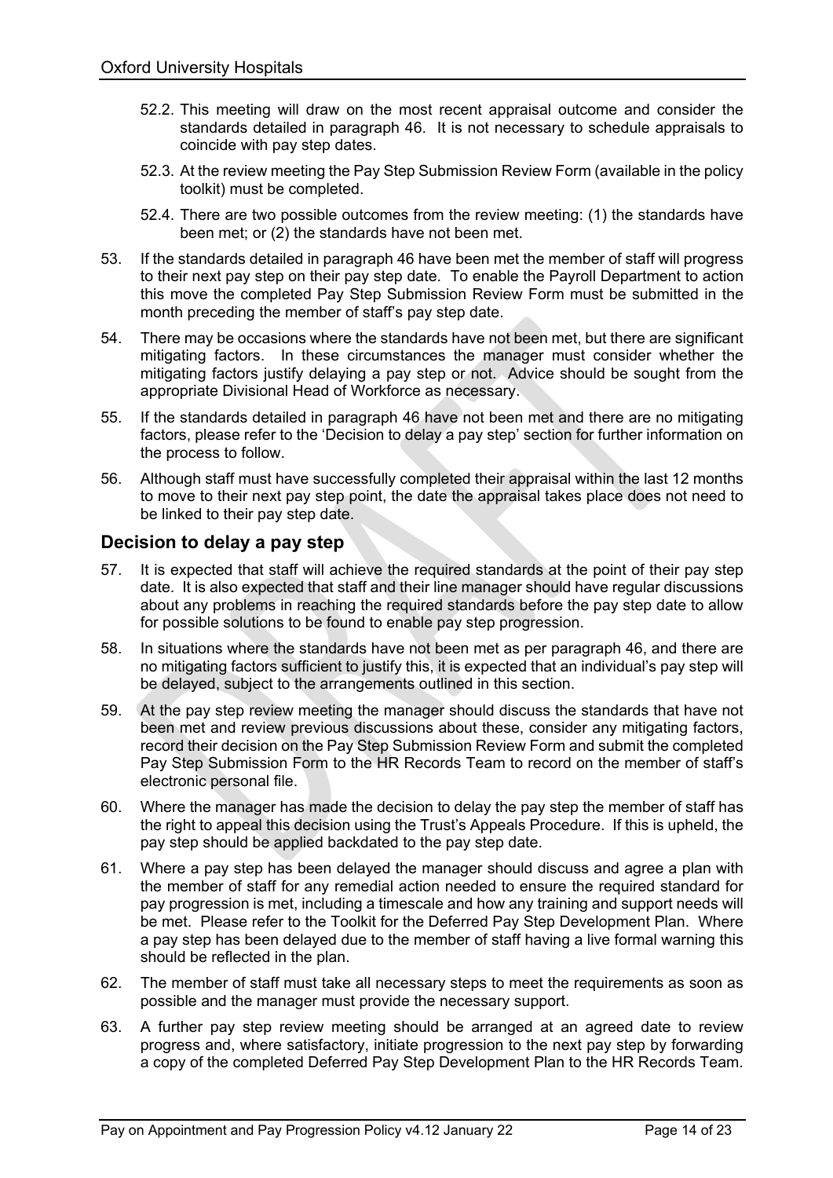52.2. This meeting will draw on the most recent appraisal outcome and consider the standards detailed in paragraph 46. It is not necessary to schedule appraisals to coincide with pay step dates.

52.3. At the review meeting the Pay Step Submission Review Form (available in the policy toolkit) must be completed.

52.4. There are two possible outcomes from the review meeting: (1) the standards have been met; or (2) the standards have not been met.

53. If the standards detailed in paragraph 46 have been met the member of staff will progress to their next pay step on their pay step date. To enable the Payroll Department to action this move the completed Pay Step Submission Review Form must be submitted in the month preceding the member of staff's pay step date.

54. There may be occasions where the standards have not been met, but there are significant mitigating factors. In these circumstances the manager must consider whether the mitigating factors justify delaying a pay step or not. Advice should be sought from the appropriate Divisional Head of Workforce as necessary.

55. If the standards detailed in paragraph 46 have not been met and there are no mitigating factors, please refer to the 'Decision to delay a pay step' section for further information on the process to follow.

56. Although staff must have successfully completed their appraisal within the last 12 months to move to their next pay step point, the date the appraisal takes place does not need to be linked to their pay step date.

## Decision to delay a pay step

57. It is expected that staff will achieve the required standards at the point of their pay step date. It is also expected that staff and their line manager should have regular discussions about any problems in reaching the required standards before the pay step date to allow for possible solutions to be found to enable pay step progression.

58. In situations where the standards have not been met as per paragraph 46, and there are no mitigating factors sufficient to justify this, it is expected that an individual's pay step will be delayed, subject to the arrangements outlined in this section.

59. At the pay step review meeting the manager should discuss the standards that have not been met and review previous discussions about these, consider any mitigating factors, record their decision on the Pay Step Submission Review Form and submit the completed Pay Step Submission Form to the HR Records Team to record on the member of staff's electronic personal file.

60. Where the manager has made the decision to delay the pay step the member of staff has the right to appeal this decision using the Trust's Appeals Procedure. If this is upheld, the pay step should be applied backdated to the pay step date.

61. Where a pay step has been delayed the manager should discuss and agree a plan with the member of staff for any remedial action needed to ensure the required standard for pay progression is met, including a timescale and how any training and support needs will be met. Please refer to the Toolkit for the Deferred Pay Step Development Plan. Where a pay step has been delayed due to the member of staff having a live formal warning this should be reflected in the plan.

62. The member of staff must take all necessary steps to meet the requirements as soon as possible and the manager must provide the necessary support.

63. A further pay step review meeting should be arranged at an agreed date to review progress and, where satisfactory, initiate progression to the next pay step by forwarding a copy of the completed Deferred Pay Step Development Plan to the HR Records Team.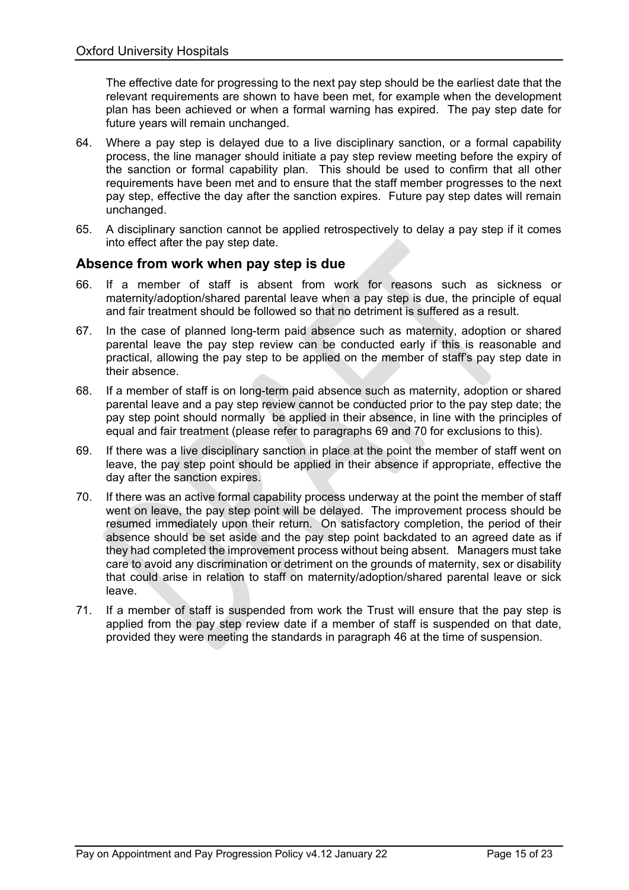The effective date for progressing to the next pay step should be the earliest date that the relevant requirements are shown to have been met, for example when the development plan has been achieved or when a formal warning has expired. The pay step date for future years will remain unchanged.

64. Where a pay step is delayed due to a live disciplinary sanction, or a formal capability process, the line manager should initiate a pay step review meeting before the expiry of the sanction or formal capability plan. This should be used to confirm that all other requirements have been met and to ensure that the staff member progresses to the next pay step, effective the day after the sanction expires. Future pay step dates will remain unchanged.

65. A disciplinary sanction cannot be applied retrospectively to delay a pay step if it comes into effect after the pay step date.

## Absence from work when pay step is due

66. If a member of staff is absent from work for reasons such as sickness or maternity/adoption/shared parental leave when a pay step is due, the principle of equal and fair treatment should be followed so that no detriment is suffered as a result.

67. In the case of planned long-term paid absence such as maternity, adoption or shared parental leave the pay step review can be conducted early if this is reasonable and practical, allowing the pay step to be applied on the member of staff's pay step date in their absence.

68. If a member of staff is on long-term paid absence such as maternity, adoption or shared parental leave and a pay step review cannot be conducted prior to the pay step date; the pay step point should normally be applied in their absence, in line with the principles of equal and fair treatment (please refer to paragraphs 69 and 70 for exclusions to this).

69. If there was a live disciplinary sanction in place at the point the member of staff went on leave, the pay step point should be applied in their absence if appropriate, effective the day after the sanction expires.

70. If there was an active formal capability process underway at the point the member of staff went on leave, the pay step point will be delayed. The improvement process should be resumed immediately upon their return. On satisfactory completion, the period of their absence should be set aside and the pay step point backdated to an agreed date as if they had completed the improvement process without being absent. Managers must take care to avoid any discrimination or detriment on the grounds of maternity, sex or disability that could arise in relation to staff on maternity/adoption/shared parental leave or sick leave.

71. If a member of staff is suspended from work the Trust will ensure that the pay step is applied from the pay step review date if a member of staff is suspended on that date, provided they were meeting the standards in paragraph 46 at the time of suspension.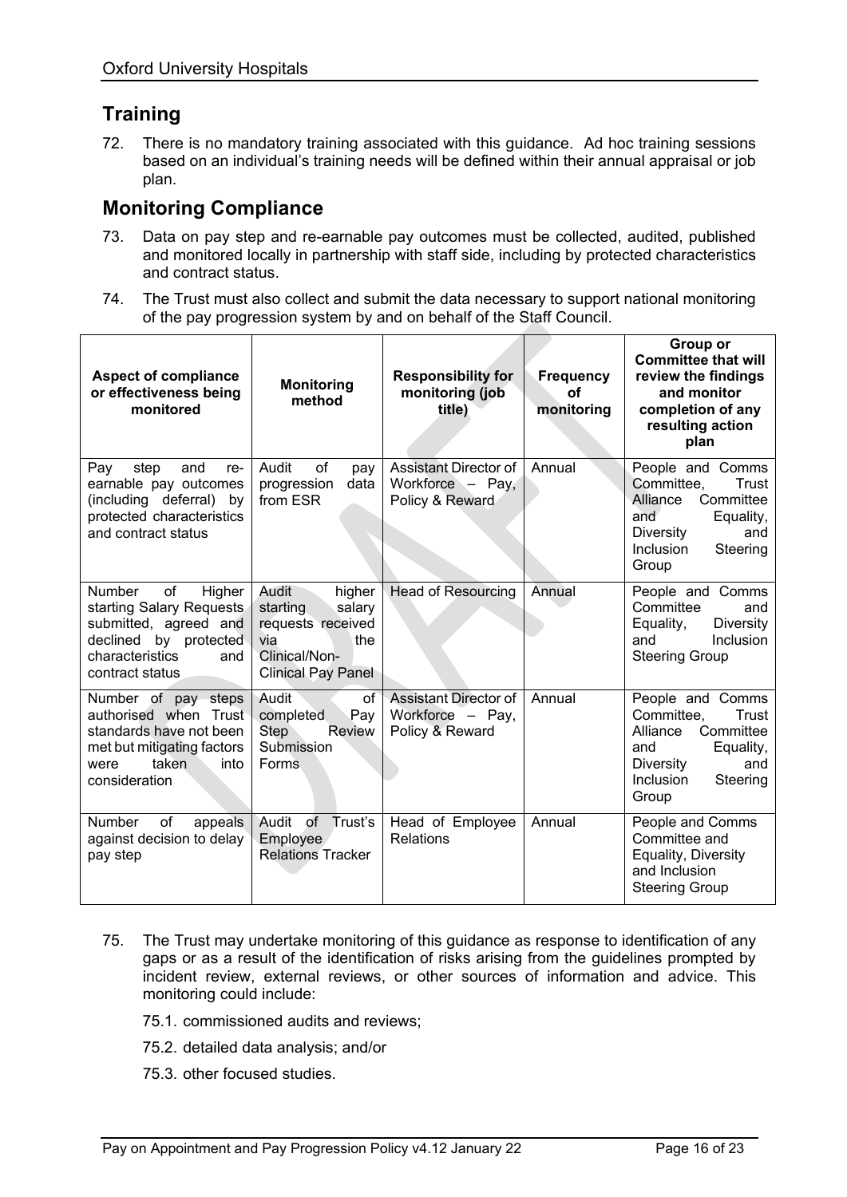## Training

72. There is no mandatory training associated with this guidance. Ad hoc training sessions based on an individual's training needs will be defined within their annual appraisal or job plan.

## Monitoring Compliance

73. Data on pay step and re-earnable pay outcomes must be collected, audited, published and monitored locally in partnership with staff side, including by protected characteristics and contract status.

74. The Trust must also collect and submit the data necessary to support national monitoring of the pay progression system by and on behalf of the Staff Council.

| Aspect of compliance or effectiveness being monitored | Monitoring method | Responsibility for monitoring (job title) | Frequency of monitoring | Group or Committee that will review the findings and monitor completion of any resulting action plan |
|---|---|---|---|---|
| Pay step and re-earnable pay outcomes (including deferral) by protected characteristics and contract status | Audit of pay progression data from ESR | Assistant Director of Workforce – Pay, Policy & Reward | Annual | People and Comms Committee, Trust Alliance Committee and Equality, Diversity and Inclusion Steering Group |
| Number of Higher starting Salary Requests submitted, agreed and declined by protected characteristics and contract status | Audit higher starting salary requests received via the Clinical/Non-Clinical Pay Panel | Head of Resourcing | Annual | People and Comms Committee and Equality, Diversity and Inclusion Steering Group |
| Number of pay steps authorised when Trust standards have not been met but mitigating factors were taken into consideration | Audit of completed Pay Step Review Submission Forms | Assistant Director of Workforce – Pay, Policy & Reward | Annual | People and Comms Committee, Trust Alliance Committee and Equality, Diversity and Inclusion Steering Group |
| Number of appeals against decision to delay pay step | Audit of Trust's Employee Relations Tracker | Head of Employee Relations | Annual | People and Comms Committee and Equality, Diversity and Inclusion Steering Group |

75. The Trust may undertake monitoring of this guidance as response to identification of any gaps or as a result of the identification of risks arising from the guidelines prompted by incident review, external reviews, or other sources of information and advice. This monitoring could include:

    75.1. commissioned audits and reviews;

    75.2. detailed data analysis; and/or

    75.3. other focused studies.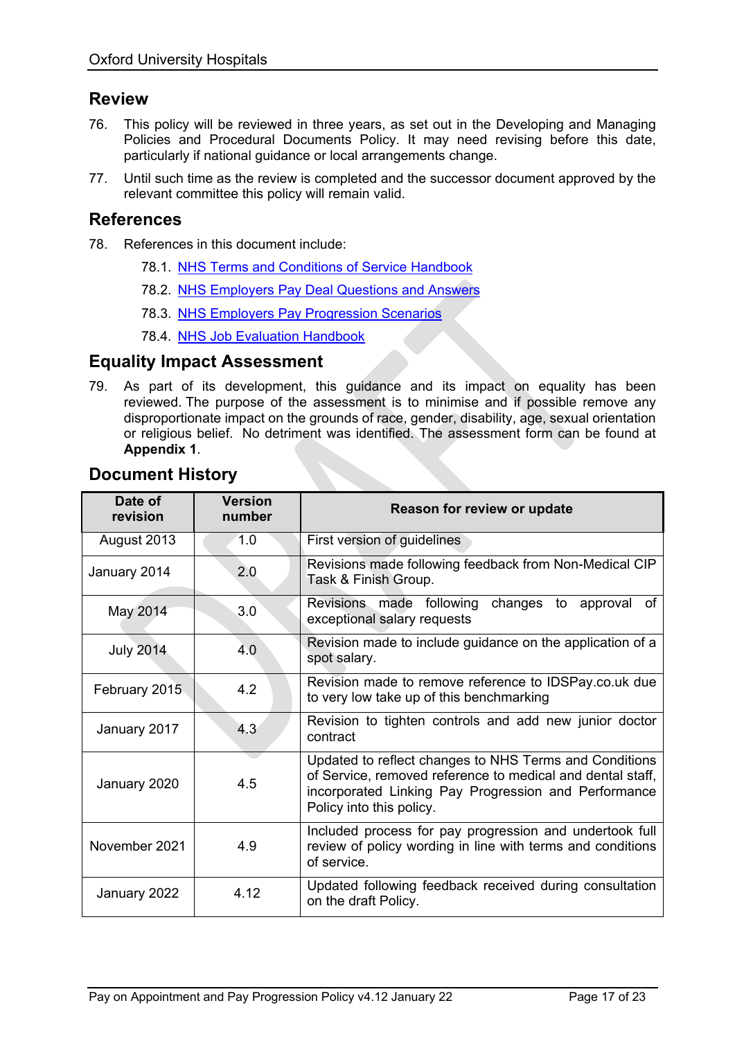## Review

76. This policy will be reviewed in three years, as set out in the Developing and Managing Policies and Procedural Documents Policy. It may need revising before this date, particularly if national guidance or local arrangements change.

77. Until such time as the review is completed and the successor document approved by the relevant committee this policy will remain valid.

## References

78. References in this document include:

    78.1. NHS Terms and Conditions of Service Handbook

    78.2. NHS Employers Pay Deal Questions and Answers

    78.3. NHS Employers Pay Progression Scenarios

    78.4. NHS Job Evaluation Handbook

## Equality Impact Assessment

79. As part of its development, this guidance and its impact on equality has been reviewed. The purpose of the assessment is to minimise and if possible remove any disproportionate impact on the grounds of race, gender, disability, age, sexual orientation or religious belief. No detriment was identified. The assessment form can be found at **Appendix 1**.

## Document History

| Date of revision | Version number | Reason for review or update |
|---|---|---|
| August 2013 | 1.0 | First version of guidelines |
| January 2014 | 2.0 | Revisions made following feedback from Non-Medical CIP Task & Finish Group. |
| May 2014 | 3.0 | Revisions made following changes to approval of exceptional salary requests |
| July 2014 | 4.0 | Revision made to include guidance on the application of a spot salary. |
| February 2015 | 4.2 | Revision made to remove reference to IDSPay.co.uk due to very low take up of this benchmarking |
| January 2017 | 4.3 | Revision to tighten controls and add new junior doctor contract |
| January 2020 | 4.5 | Updated to reflect changes to NHS Terms and Conditions of Service, removed reference to medical and dental staff, incorporated Linking Pay Progression and Performance Policy into this policy. |
| November 2021 | 4.9 | Included process for pay progression and undertook full review of policy wording in line with terms and conditions of service. |
| January 2022 | 4.12 | Updated following feedback received during consultation on the draft Policy. |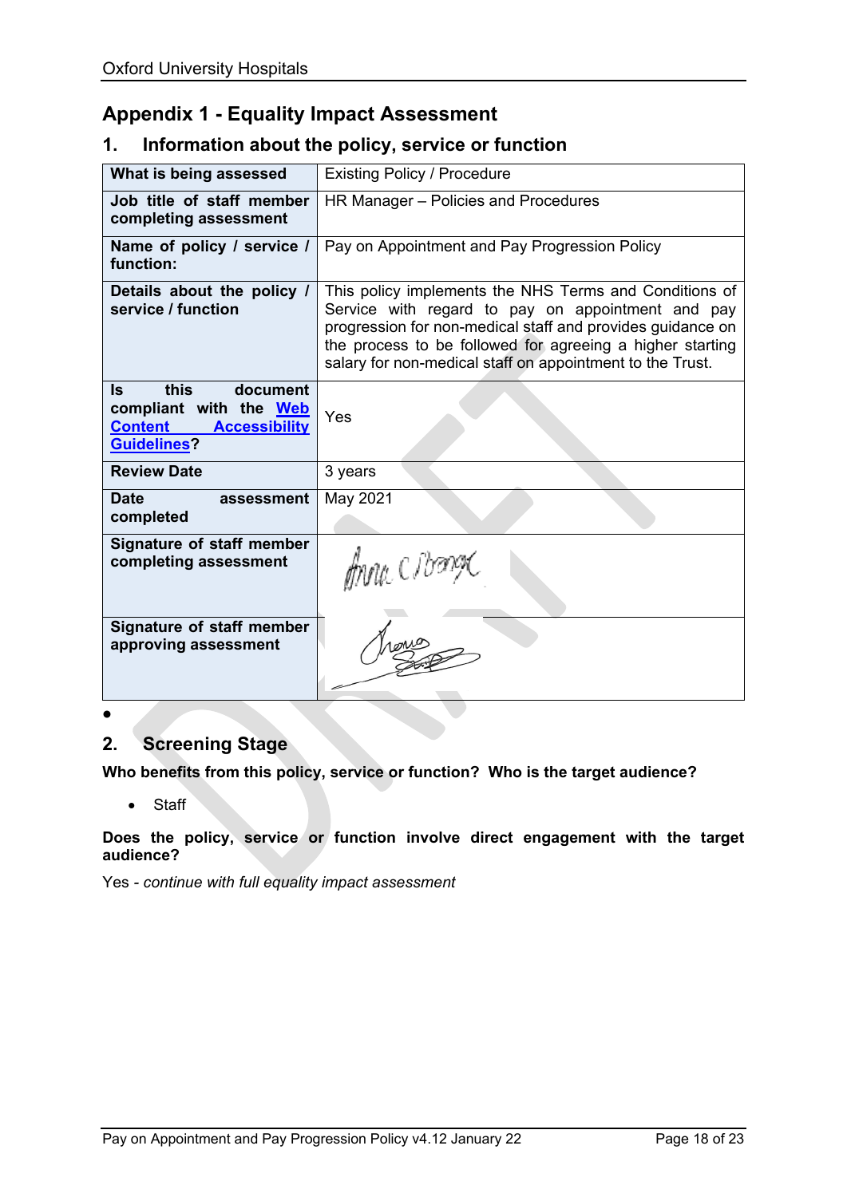## Appendix 1 - Equality Impact Assessment

### 1. Information about the policy, service or function

| What is being assessed | Existing Policy / Procedure |
|---|---|
| Job title of staff member completing assessment | HR Manager – Policies and Procedures |
| Name of policy / service / function: | Pay on Appointment and Pay Progression Policy |
| Details about the policy / service / function | This policy implements the NHS Terms and Conditions of Service with regard to pay on appointment and pay progression for non-medical staff and provides guidance on the process to be followed for agreeing a higher starting salary for non-medical staff on appointment to the Trust. |
| Is this document compliant with the Web Content Accessibility Guidelines? | Yes |
| Review Date | 3 years |
| Date assessment completed | May 2021 |
| Signature of staff member completing assessment | |
| Signature of staff member approving assessment | |

### 2. Screening Stage

**Who benefits from this policy, service or function? Who is the target audience?**

- Staff

**Does the policy, service or function involve direct engagement with the target audience?**

Yes - *continue with full equality impact assessment*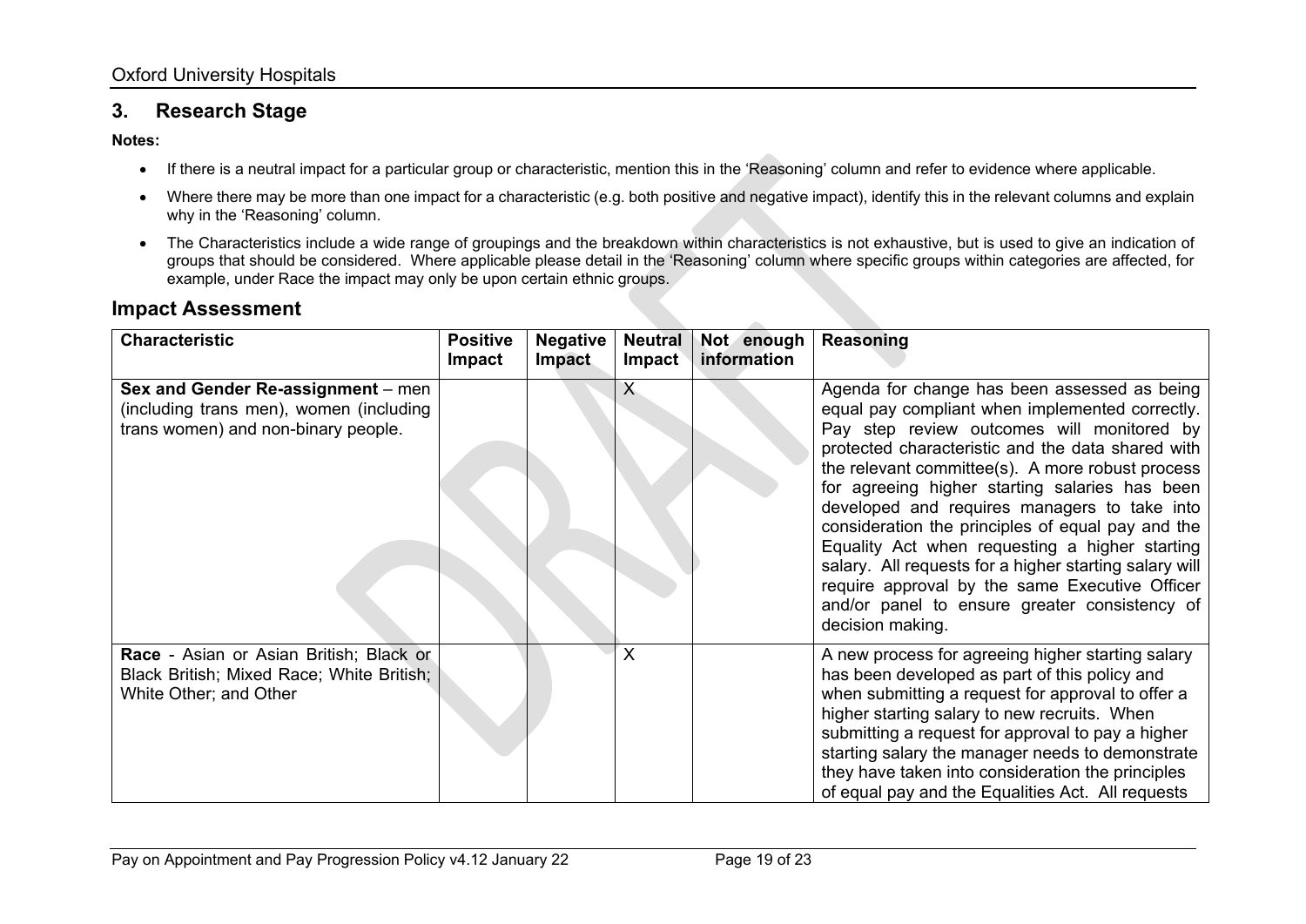## 3. Research Stage

**Notes:**

- If there is a neutral impact for a particular group or characteristic, mention this in the 'Reasoning' column and refer to evidence where applicable.
- Where there may be more than one impact for a characteristic (e.g. both positive and negative impact), identify this in the relevant columns and explain why in the 'Reasoning' column.
- The Characteristics include a wide range of groupings and the breakdown within characteristics is not exhaustive, but is used to give an indication of groups that should be considered. Where applicable please detail in the 'Reasoning' column where specific groups within categories are affected, for example, under Race the impact may only be upon certain ethnic groups.

## Impact Assessment

| Characteristic | Positive Impact | Negative Impact | Neutral Impact | Not enough information | Reasoning |
|---|---|---|---|---|---|
| **Sex and Gender Re-assignment** – men (including trans men), women (including trans women) and non-binary people. | | | X | | Agenda for change has been assessed as being equal pay compliant when implemented correctly. Pay step review outcomes will monitored by protected characteristic and the data shared with the relevant committee(s). A more robust process for agreeing higher starting salaries has been developed and requires managers to take into consideration the principles of equal pay and the Equality Act when requesting a higher starting salary. All requests for a higher starting salary will require approval by the same Executive Officer and/or panel to ensure greater consistency of decision making. |
| **Race** - Asian or Asian British; Black or Black British; Mixed Race; White British; White Other; and Other | | | X | | A new process for agreeing higher starting salary has been developed as part of this policy and when submitting a request for approval to offer a higher starting salary to new recruits. When submitting a request for approval to pay a higher starting salary the manager needs to demonstrate they have taken into consideration the principles of equal pay and the Equalities Act. All requests |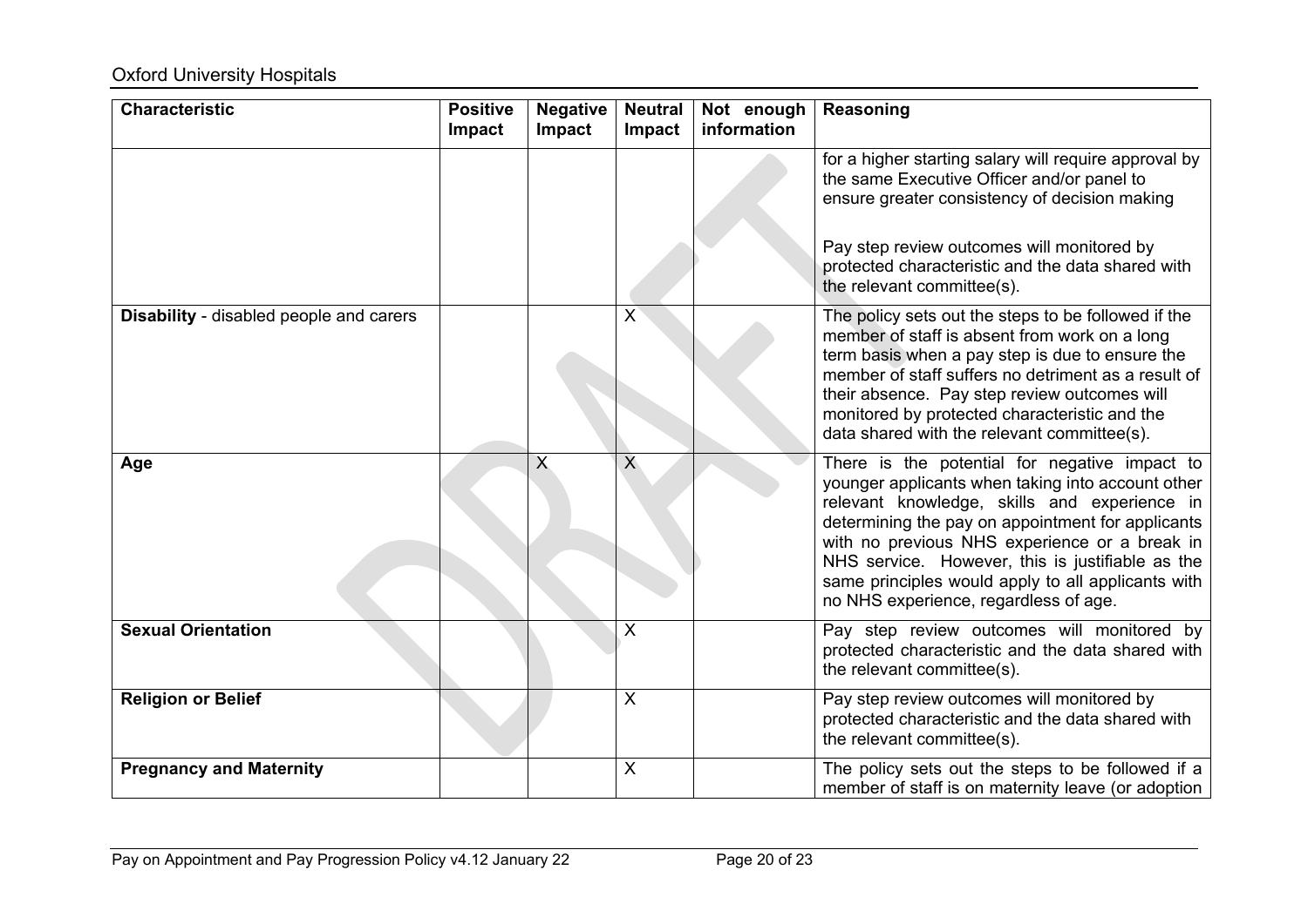| Characteristic | Positive Impact | Negative Impact | Neutral Impact | Not enough information | Reasoning |
|---|---|---|---|---|---|
| | | | | | for a higher starting salary will require approval by the same Executive Officer and/or panel to ensure greater consistency of decision making<br><br>Pay step review outcomes will monitored by protected characteristic and the data shared with the relevant committee(s). |
| **Disability** - disabled people and carers | | | X | | The policy sets out the steps to be followed if the member of staff is absent from work on a long term basis when a pay step is due to ensure the member of staff suffers no detriment as a result of their absence. Pay step review outcomes will monitored by protected characteristic and the data shared with the relevant committee(s). |
| **Age** | | X | X | | There is the potential for negative impact to younger applicants when taking into account other relevant knowledge, skills and experience in determining the pay on appointment for applicants with no previous NHS experience or a break in NHS service. However, this is justifiable as the same principles would apply to all applicants with no NHS experience, regardless of age. |
| **Sexual Orientation** | | | X | | Pay step review outcomes will monitored by protected characteristic and the data shared with the relevant committee(s). |
| **Religion or Belief** | | | X | | Pay step review outcomes will monitored by protected characteristic and the data shared with the relevant committee(s). |
| **Pregnancy and Maternity** | | | X | | The policy sets out the steps to be followed if a member of staff is on maternity leave (or adoption |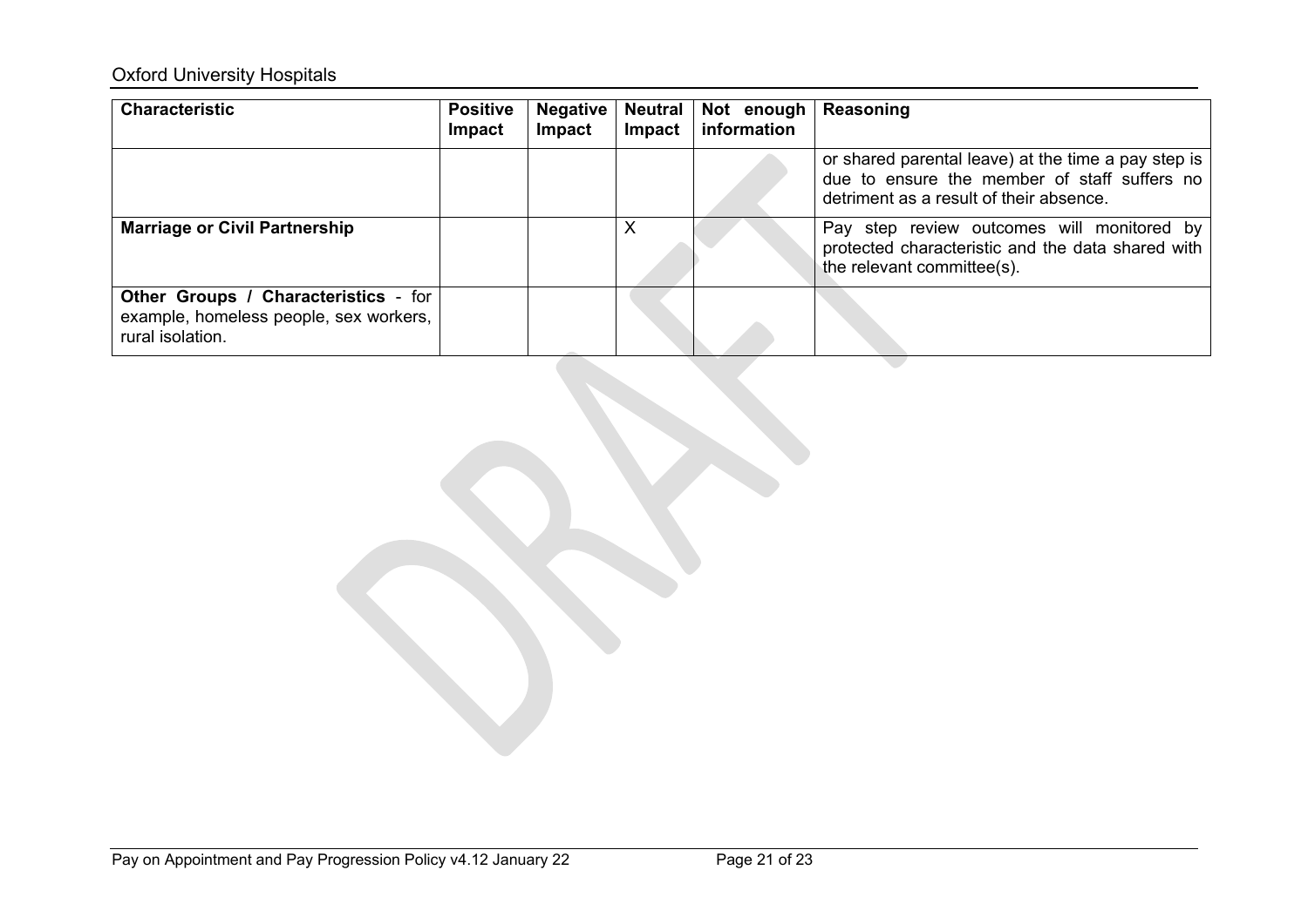| Characteristic | Positive Impact | Negative Impact | Neutral Impact | Not enough information | Reasoning |
|---|---|---|---|---|---|
| | | | | | or shared parental leave) at the time a pay step is due to ensure the member of staff suffers no detriment as a result of their absence. |
| **Marriage or Civil Partnership** | | | X | | Pay step review outcomes will monitored by protected characteristic and the data shared with the relevant committee(s). |
| **Other Groups / Characteristics** - for example, homeless people, sex workers, rural isolation. | | | | | |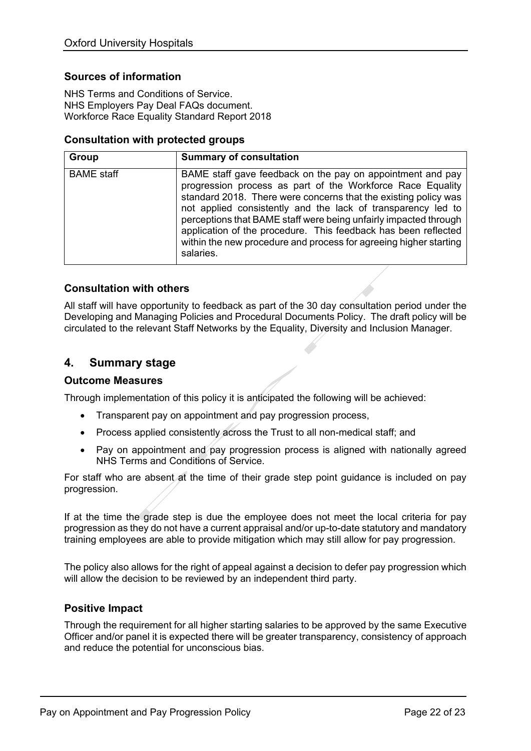### Sources of information

NHS Terms and Conditions of Service.
NHS Employers Pay Deal FAQs document.
Workforce Race Equality Standard Report 2018

### Consultation with protected groups

| Group | Summary of consultation |
|---|---|
| BAME staff | BAME staff gave feedback on the pay on appointment and pay progression process as part of the Workforce Race Equality standard 2018. There were concerns that the existing policy was not applied consistently and the lack of transparency led to perceptions that BAME staff were being unfairly impacted through application of the procedure. This feedback has been reflected within the new procedure and process for agreeing higher starting salaries. |

### Consultation with others

All staff will have opportunity to feedback as part of the 30 day consultation period under the Developing and Managing Policies and Procedural Documents Policy. The draft policy will be circulated to the relevant Staff Networks by the Equality, Diversity and Inclusion Manager.

## 4. Summary stage

### Outcome Measures

Through implementation of this policy it is anticipated the following will be achieved:

- Transparent pay on appointment and pay progression process,
- Process applied consistently across the Trust to all non-medical staff; and
- Pay on appointment and pay progression process is aligned with nationally agreed NHS Terms and Conditions of Service.

For staff who are absent at the time of their grade step point guidance is included on pay progression.

If at the time the grade step is due the employee does not meet the local criteria for pay progression as they do not have a current appraisal and/or up-to-date statutory and mandatory training employees are able to provide mitigation which may still allow for pay progression.

The policy also allows for the right of appeal against a decision to defer pay progression which will allow the decision to be reviewed by an independent third party.

### Positive Impact

Through the requirement for all higher starting salaries to be approved by the same Executive Officer and/or panel it is expected there will be greater transparency, consistency of approach and reduce the potential for unconscious bias.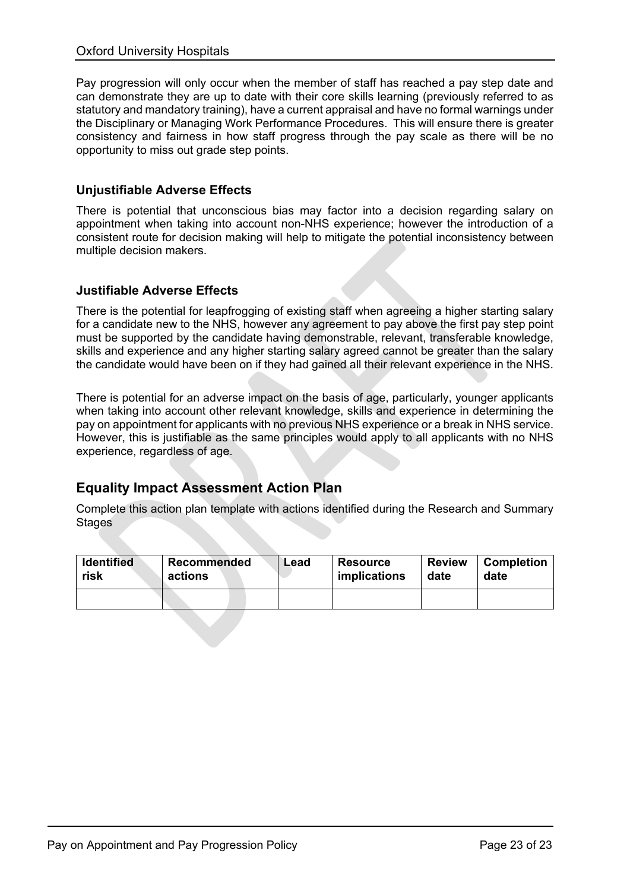Pay progression will only occur when the member of staff has reached a pay step date and can demonstrate they are up to date with their core skills learning (previously referred to as statutory and mandatory training), have a current appraisal and have no formal warnings under the Disciplinary or Managing Work Performance Procedures. This will ensure there is greater consistency and fairness in how staff progress through the pay scale as there will be no opportunity to miss out grade step points.

### Unjustifiable Adverse Effects

There is potential that unconscious bias may factor into a decision regarding salary on appointment when taking into account non-NHS experience; however the introduction of a consistent route for decision making will help to mitigate the potential inconsistency between multiple decision makers.

### Justifiable Adverse Effects

There is the potential for leapfrogging of existing staff when agreeing a higher starting salary for a candidate new to the NHS, however any agreement to pay above the first pay step point must be supported by the candidate having demonstrable, relevant, transferable knowledge, skills and experience and any higher starting salary agreed cannot be greater than the salary the candidate would have been on if they had gained all their relevant experience in the NHS.

There is potential for an adverse impact on the basis of age, particularly, younger applicants when taking into account other relevant knowledge, skills and experience in determining the pay on appointment for applicants with no previous NHS experience or a break in NHS service. However, this is justifiable as the same principles would apply to all applicants with no NHS experience, regardless of age.

## Equality Impact Assessment Action Plan

Complete this action plan template with actions identified during the Research and Summary Stages

| Identified risk | Recommended actions | Lead | Resource implications | Review date | Completion date |
|---|---|---|---|---|---|
| | | | | | |